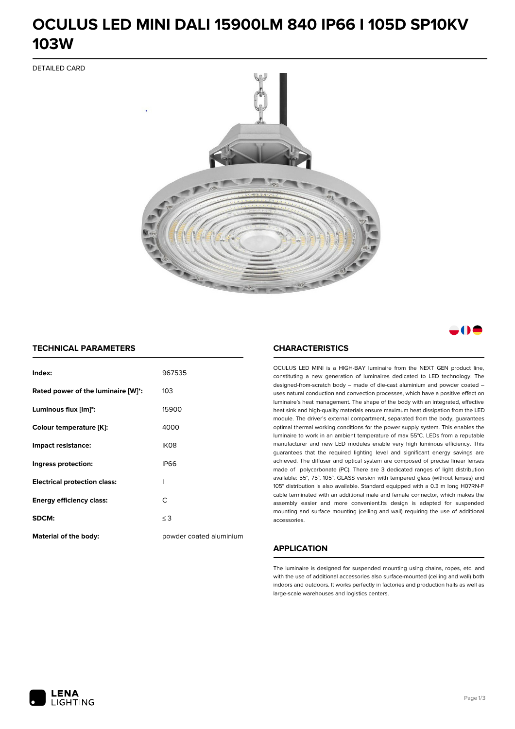# OCULUS LED MINI DALI 15900LM 840 IP66 I 105D SP10KV 103W

DETAILED CARD

## TECHNICAL PARAMETERS

| | |
|---|---|
| **Index:** | 967535 |
| **Rated power of the luminaire [W]\*:** | 103 |
| **Luminous flux [lm]\*:** | 15900 |
| **Colour temperature [K]:** | 4000 |
| **Impact resistance:** | IK08 |
| **Ingress protection:** | IP66 |
| **Electrical protection class:** | I |
| **Energy efficiency class:** | C |
| **SDCM:** | ≤ 3 |
| **Material of the body:** | powder coated aluminium |

## CHARACTERISTICS

OCULUS LED MINI is a HIGH-BAY luminaire from the NEXT GEN product line, constituting a new generation of luminaires dedicated to LED technology. The designed-from-scratch body – made of die-cast aluminium and powder coated – uses natural conduction and convection processes, which have a positive effect on luminaire's heat management. The shape of the body with an integrated, effective heat sink and high-quality materials ensure maximum heat dissipation from the LED module. The driver's external compartment, separated from the body, guarantees optimal thermal working conditions for the power supply system. This enables the luminaire to work in an ambient temperature of max 55°C. LEDs from a reputable manufacturer and new LED modules enable very high luminous efficiency. This guarantees that the required lighting level and significant energy savings are achieved. The diffuser and optical system are composed of precise linear lenses made of polycarbonate (PC). There are 3 dedicated ranges of light distribution available: 55°, 75°, 105°. GLASS version with tempered glass (without lenses) and 105° distribution is also available. Standard equipped with a 0.3 m long H07RN-F cable terminated with an additional male and female connector, which makes the assembly easier and more convenient.Its design is adapted for suspended mounting and surface mounting (ceiling and wall) requiring the use of additional accessories.

## APPLICATION

The luminaire is designed for suspended mounting using chains, ropes, etc. and with the use of additional accessories also surface-mounted (ceiling and wall) both indoors and outdoors. It works perfectly in factories and production halls as well as large-scale warehouses and logistics centers.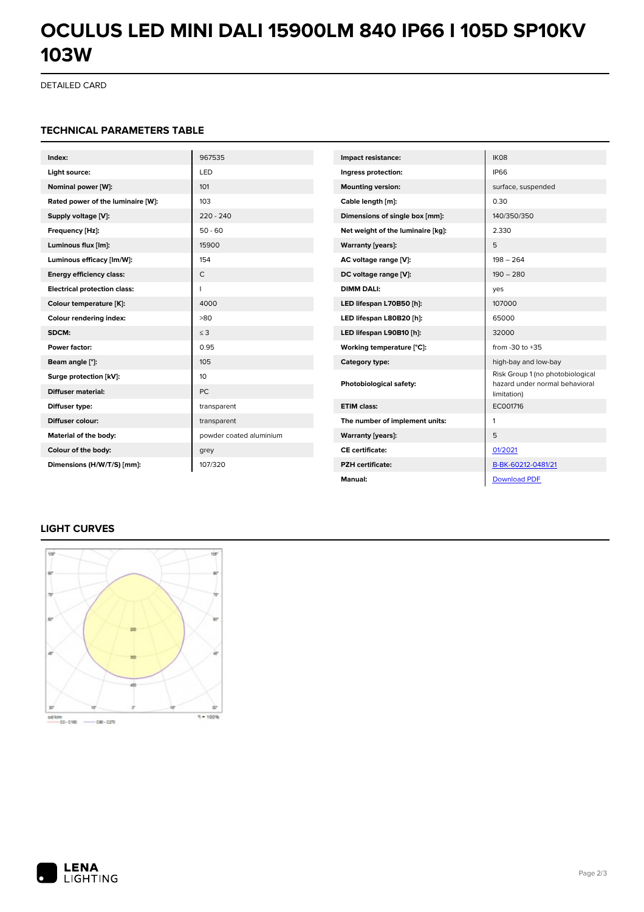# OCULUS LED MINI DALI 15900LM 840 IP66 I 105D SP10KV 103W

DETAILED CARD

## TECHNICAL PARAMETERS TABLE

| | |
|---|---|
| **Index:** | 967535 |
| **Light source:** | LED |
| **Nominal power [W]:** | 101 |
| **Rated power of the luminaire [W]:** | 103 |
| **Supply voltage [V]:** | 220 - 240 |
| **Frequency [Hz]:** | 50 - 60 |
| **Luminous flux [lm]:** | 15900 |
| **Luminous efficacy [lm/W]:** | 154 |
| **Energy efficiency class:** | C |
| **Electrical protection class:** | I |
| **Colour temperature [K]:** | 4000 |
| **Colour rendering index:** | >80 |
| **SDCM:** | ≤ 3 |
| **Power factor:** | 0.95 |
| **Beam angle [°]:** | 105 |
| **Surge protection [kV]:** | 10 |
| **Diffuser material:** | PC |
| **Diffuser type:** | transparent |
| **Diffuser colour:** | transparent |
| **Material of the body:** | powder coated aluminium |
| **Colour of the body:** | grey |
| **Dimensions (H/W/T/S) [mm]:** | 107/320 |

| | |
|---|---|
| **Impact resistance:** | IK08 |
| **Ingress protection:** | IP66 |
| **Mounting version:** | surface, suspended |
| **Cable length [m]:** | 0.30 |
| **Dimensions of single box [mm]:** | 140/350/350 |
| **Net weight of the luminaire [kg]:** | 2.330 |
| **Warranty [years]:** | 5 |
| **AC voltage range [V]:** | 198 – 264 |
| **DC voltage range [V]:** | 190 – 280 |
| **DIMM DALI:** | yes |
| **LED lifespan L70B50 [h]:** | 107000 |
| **LED lifespan L80B20 [h]:** | 65000 |
| **LED lifespan L90B10 [h]:** | 32000 |
| **Working temperature [°C]:** | from -30 to +35 |
| **Category type:** | high-bay and low-bay |
| **Photobiological safety:** | Risk Group 1 (no photobiological hazard under normal behavioral limitation) |
| **ETIM class:** | EC001716 |
| **The number of implement units:** | 1 |
| **Warranty [years]:** | 5 |
| **CE certificate:** | 01/2021 |
| **PZH certificate:** | B-BK-60212-0481/21 |
| **Manual:** | Download PDF |

## LIGHT CURVES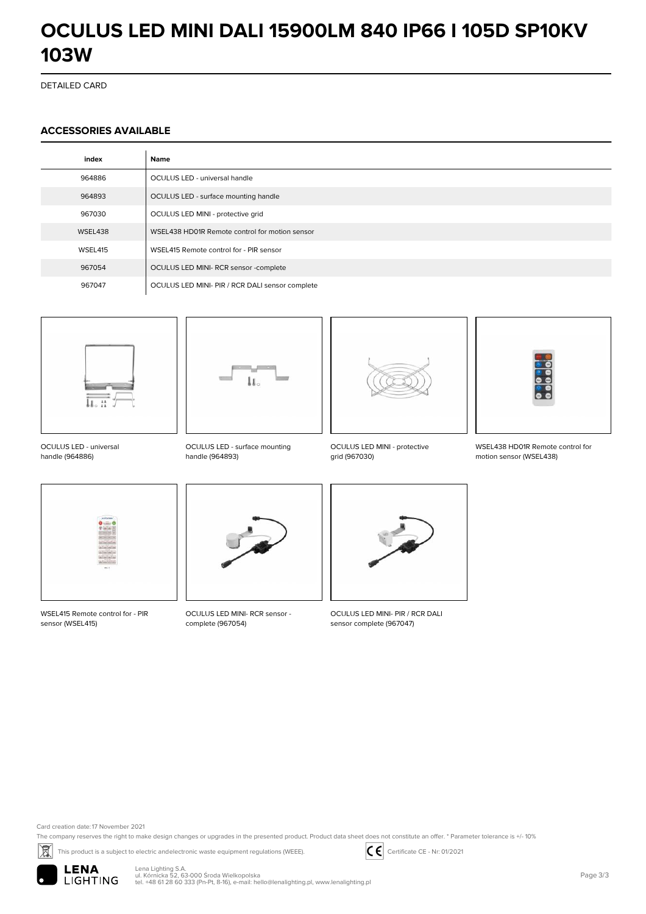# OCULUS LED MINI DALI 15900LM 840 IP66 I 105D SP10KV 103W

DETAILED CARD

## ACCESSORIES AVAILABLE

| index | Name |
|---|---|
| 964886 | OCULUS LED - universal handle |
| 964893 | OCULUS LED - surface mounting handle |
| 967030 | OCULUS LED MINI - protective grid |
| WSEL438 | WSEL438 HD01R Remote control for motion sensor |
| WSEL415 | WSEL415 Remote control for - PIR sensor |
| 967054 | OCULUS LED MINI- RCR sensor -complete |
| 967047 | OCULUS LED MINI- PIR / RCR DALI sensor complete |

OCULUS LED - universal handle (964886)

OCULUS LED - surface mounting handle (964893)

OCULUS LED MINI - protective grid (967030)

WSEL438 HD01R Remote control for motion sensor (WSEL438)

WSEL415 Remote control for - PIR sensor (WSEL415)

OCULUS LED MINI- RCR sensor - complete (967054)

OCULUS LED MINI- PIR / RCR DALI sensor complete (967047)

Card creation date: 17 November 2021

The company reserves the right to make design changes or upgrades in the presented product. Product data sheet does not constitute an offer. * Parameter tolerance is +/- 10%

This product is a subject to electric andelectronic waste equipment regulations (WEEE).

Certificate CE - Nr: 01/2021

Lena Lighting S.A.
ul. Kórnicka 52, 63-000 Środa Wielkopolska
tel. +48 61 28 60 333 (Pn-Pt, 8-16), e-mail: hello@lenalighting.pl, www.lenalighting.pl